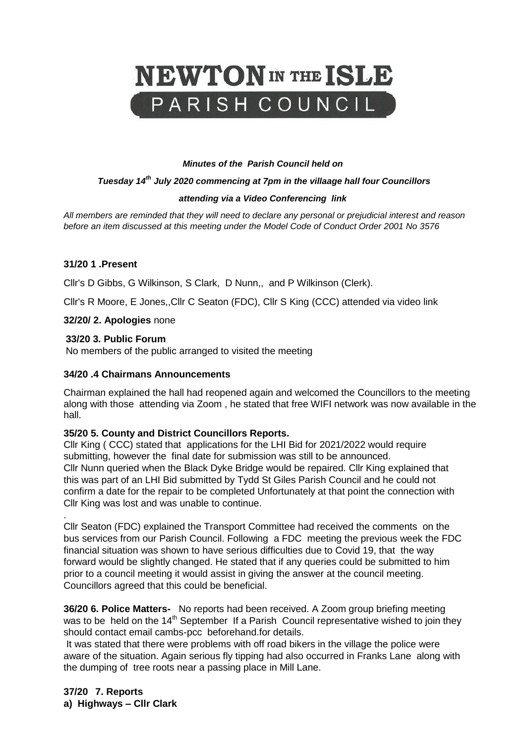# NEWTON IN THE ISLE PARISH COUNCIL

***Minutes of the Parish Council held on***

***Tuesday 14th July 2020 commencing at 7pm in the villaage hall four Councillors***

***attending via a Video Conferencing link***

*All members are reminded that they will need to declare any personal or prejudicial interest and reason before an item discussed at this meeting under the Model Code of Conduct Order 2001 No 3576*

**31/20 1 .Present**

Cllr's D Gibbs, G Wilkinson, S Clark, D Nunn,, and P Wilkinson (Clerk).

Cllr's R Moore, E Jones,,Cllr C Seaton (FDC), Cllr S King (CCC) attended via video link

**32/20/ 2. Apologies** none

**33/20 3. Public Forum**
No members of the public arranged to visited the meeting

**34/20 .4 Chairmans Announcements**

Chairman explained the hall had reopened again and welcomed the Councillors to the meeting along with those attending via Zoom , he stated that free WIFI network was now available in the hall.

**35/20 5. County and District Councillors Reports.**
Cllr King ( CCC) stated that applications for the LHI Bid for 2021/2022 would require submitting, however the final date for submission was still to be announced.
Cllr Nunn queried when the Black Dyke Bridge would be repaired. Cllr King explained that this was part of an LHI Bid submitted by Tydd St Giles Parish Council and he could not confirm a date for the repair to be completed Unfortunately at that point the connection with Cllr King was lost and was unable to continue.
.
Cllr Seaton (FDC) explained the Transport Committee had received the comments on the bus services from our Parish Council. Following a FDC meeting the previous week the FDC financial situation was shown to have serious difficulties due to Covid 19, that the way forward would be slightly changed. He stated that if any queries could be submitted to him prior to a council meeting it would assist in giving the answer at the council meeting. Councillors agreed that this could be beneficial.

**36/20 6. Police Matters-** No reports had been received. A Zoom group briefing meeting was to be held on the 14th September If a Parish Council representative wished to join they should contact email cambs-pcc beforehand.for details.
It was stated that there were problems with off road bikers in the village the police were aware of the situation. Again serious fly tipping had also occurred in Franks Lane along with the dumping of tree roots near a passing place in Mill Lane.

**37/20 7. Reports**
**a) Highways – Cllr Clark**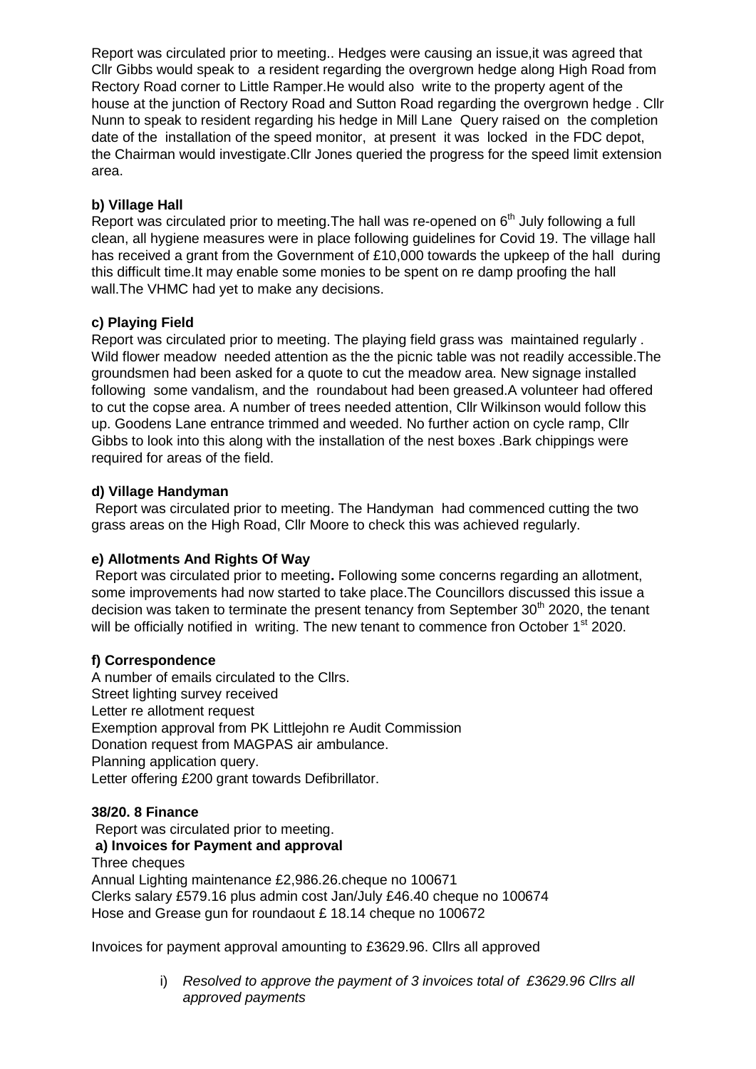Report was circulated prior to meeting.. Hedges were causing an issue,it was agreed that Cllr Gibbs would speak to a resident regarding the overgrown hedge along High Road from Rectory Road corner to Little Ramper.He would also write to the property agent of the house at the junction of Rectory Road and Sutton Road regarding the overgrown hedge . Cllr Nunn to speak to resident regarding his hedge in Mill Lane Query raised on the completion date of the installation of the speed monitor, at present it was locked in the FDC depot, the Chairman would investigate.Cllr Jones queried the progress for the speed limit extension area.

**b) Village Hall**

Report was circulated prior to meeting.The hall was re-opened on 6th July following a full clean, all hygiene measures were in place following guidelines for Covid 19. The village hall has received a grant from the Government of £10,000 towards the upkeep of the hall during this difficult time.It may enable some monies to be spent on re damp proofing the hall wall.The VHMC had yet to make any decisions.

**c) Playing Field**

Report was circulated prior to meeting. The playing field grass was maintained regularly . Wild flower meadow needed attention as the the picnic table was not readily accessible.The groundsmen had been asked for a quote to cut the meadow area. New signage installed following some vandalism, and the roundabout had been greased.A volunteer had offered to cut the copse area. A number of trees needed attention, Cllr Wilkinson would follow this up. Goodens Lane entrance trimmed and weeded. No further action on cycle ramp, Cllr Gibbs to look into this along with the installation of the nest boxes .Bark chippings were required for areas of the field.

**d) Village Handyman**

Report was circulated prior to meeting. The Handyman had commenced cutting the two grass areas on the High Road, Cllr Moore to check this was achieved regularly.

**e) Allotments And Rights Of Way**

Report was circulated prior to meeting**.** Following some concerns regarding an allotment, some improvements had now started to take place.The Councillors discussed this issue a decision was taken to terminate the present tenancy from September 30th 2020, the tenant will be officially notified in writing. The new tenant to commence fron October 1st 2020.

**f) Correspondence**

A number of emails circulated to the Cllrs.
Street lighting survey received
Letter re allotment request
Exemption approval from PK Littlejohn re Audit Commission
Donation request from MAGPAS air ambulance.
Planning application query.
Letter offering £200 grant towards Defibrillator.

**38/20. 8 Finance**

Report was circulated prior to meeting.

**a) Invoices for Payment and approval**

Three cheques
Annual Lighting maintenance £2,986.26.cheque no 100671
Clerks salary £579.16 plus admin cost Jan/July £46.40 cheque no 100674
Hose and Grease gun for roundaout £ 18.14 cheque no 100672

Invoices for payment approval amounting to £3629.96. Cllrs all approved

i) *Resolved to approve the payment of 3 invoices total of £3629.96 Cllrs all approved payments*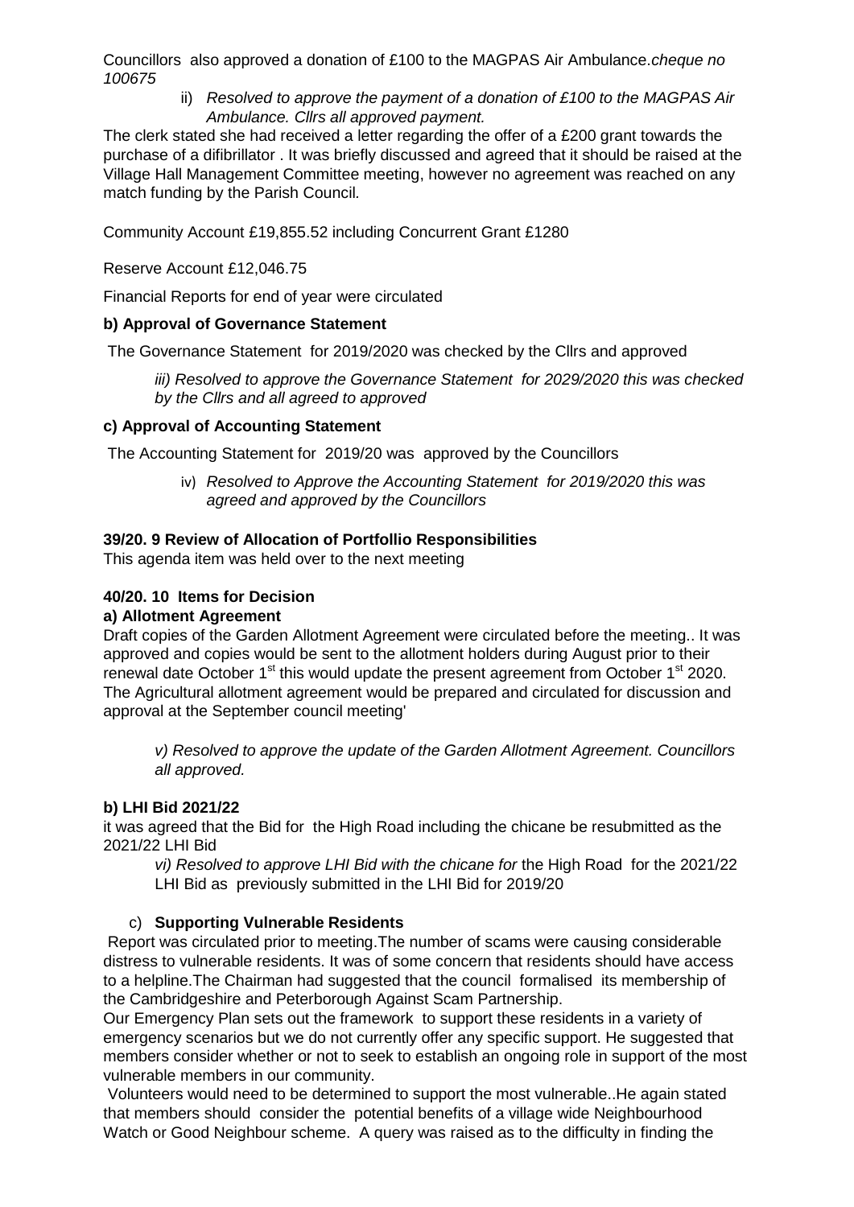Councillors also approved a donation of £100 to the MAGPAS Air Ambulance.*cheque no 100675*

> ii) *Resolved to approve the payment of a donation of £100 to the MAGPAS Air Ambulance. Cllrs all approved payment.*

The clerk stated she had received a letter regarding the offer of a £200 grant towards the purchase of a difibrillator . It was briefly discussed and agreed that it should be raised at the Village Hall Management Committee meeting, however no agreement was reached on any match funding by the Parish Council.

Community Account £19,855.52 including Concurrent Grant £1280

Reserve Account £12,046.75

Financial Reports for end of year were circulated

**b) Approval of Governance Statement**

The Governance Statement for 2019/2020 was checked by the Cllrs and approved

> *iii) Resolved to approve the Governance Statement for 2029/2020 this was checked by the Cllrs and all agreed to approved*

**c) Approval of Accounting Statement**

The Accounting Statement for 2019/20 was approved by the Councillors

> iv) *Resolved to Approve the Accounting Statement for 2019/2020 this was agreed and approved by the Councillors*

**39/20. 9 Review of Allocation of Portfollio Responsibilities**

This agenda item was held over to the next meeting

**40/20. 10 Items for Decision**

**a) Allotment Agreement**

Draft copies of the Garden Allotment Agreement were circulated before the meeting.. It was approved and copies would be sent to the allotment holders during August prior to their renewal date October 1st this would update the present agreement from October 1st 2020. The Agricultural allotment agreement would be prepared and circulated for discussion and approval at the September council meeting'

> *v) Resolved to approve the update of the Garden Allotment Agreement. Councillors all approved.*

**b) LHI Bid 2021/22**

it was agreed that the Bid for the High Road including the chicane be resubmitted as the 2021/22 LHI Bid

> *vi) Resolved to approve LHI Bid with the chicane for* the High Road for the 2021/22 LHI Bid as previously submitted in the LHI Bid for 2019/20

c) **Supporting Vulnerable Residents**

Report was circulated prior to meeting.The number of scams were causing considerable distress to vulnerable residents. It was of some concern that residents should have access to a helpline.The Chairman had suggested that the council formalised its membership of the Cambridgeshire and Peterborough Against Scam Partnership.

Our Emergency Plan sets out the framework to support these residents in a variety of emergency scenarios but we do not currently offer any specific support. He suggested that members consider whether or not to seek to establish an ongoing role in support of the most vulnerable members in our community.

Volunteers would need to be determined to support the most vulnerable..He again stated that members should consider the potential benefits of a village wide Neighbourhood Watch or Good Neighbour scheme. A query was raised as to the difficulty in finding the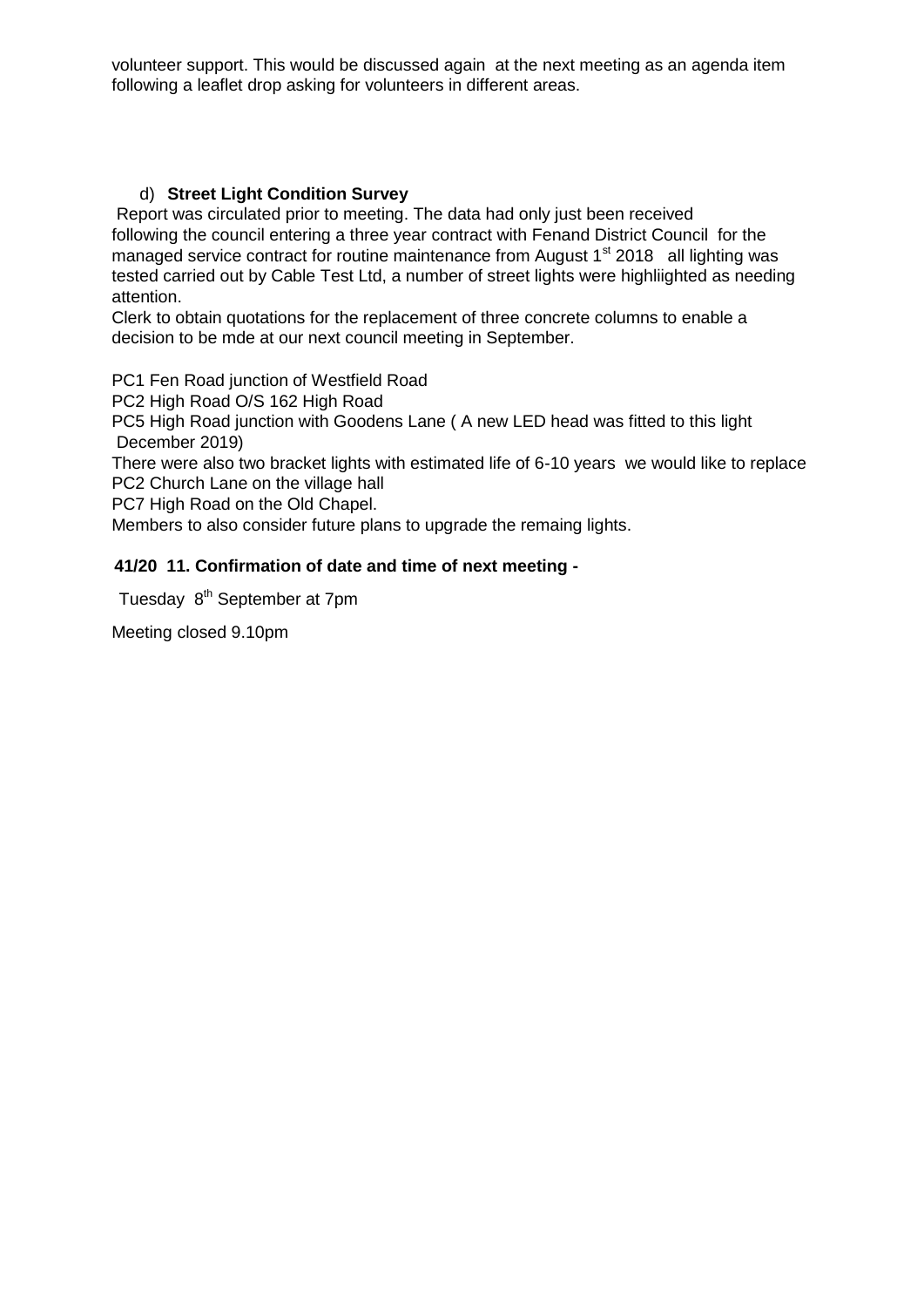volunteer support. This would be discussed again at the next meeting as an agenda item following a leaflet drop asking for volunteers in different areas.

d) **Street Light Condition Survey**

Report was circulated prior to meeting. The data had only just been received following the council entering a three year contract with Fenand District Council for the managed service contract for routine maintenance from August 1st 2018 all lighting was tested carried out by Cable Test Ltd, a number of street lights were highliighted as needing attention.

Clerk to obtain quotations for the replacement of three concrete columns to enable a decision to be mde at our next council meeting in September.

PC1 Fen Road junction of Westfield Road
PC2 High Road O/S 162 High Road
PC5 High Road junction with Goodens Lane ( A new LED head was fitted to this light December 2019)
There were also two bracket lights with estimated life of 6-10 years we would like to replace
PC2 Church Lane on the village hall
PC7 High Road on the Old Chapel.
Members to also consider future plans to upgrade the remaing lights.

**41/20 11. Confirmation of date and time of next meeting -**

Tuesday 8th September at 7pm

Meeting closed 9.10pm